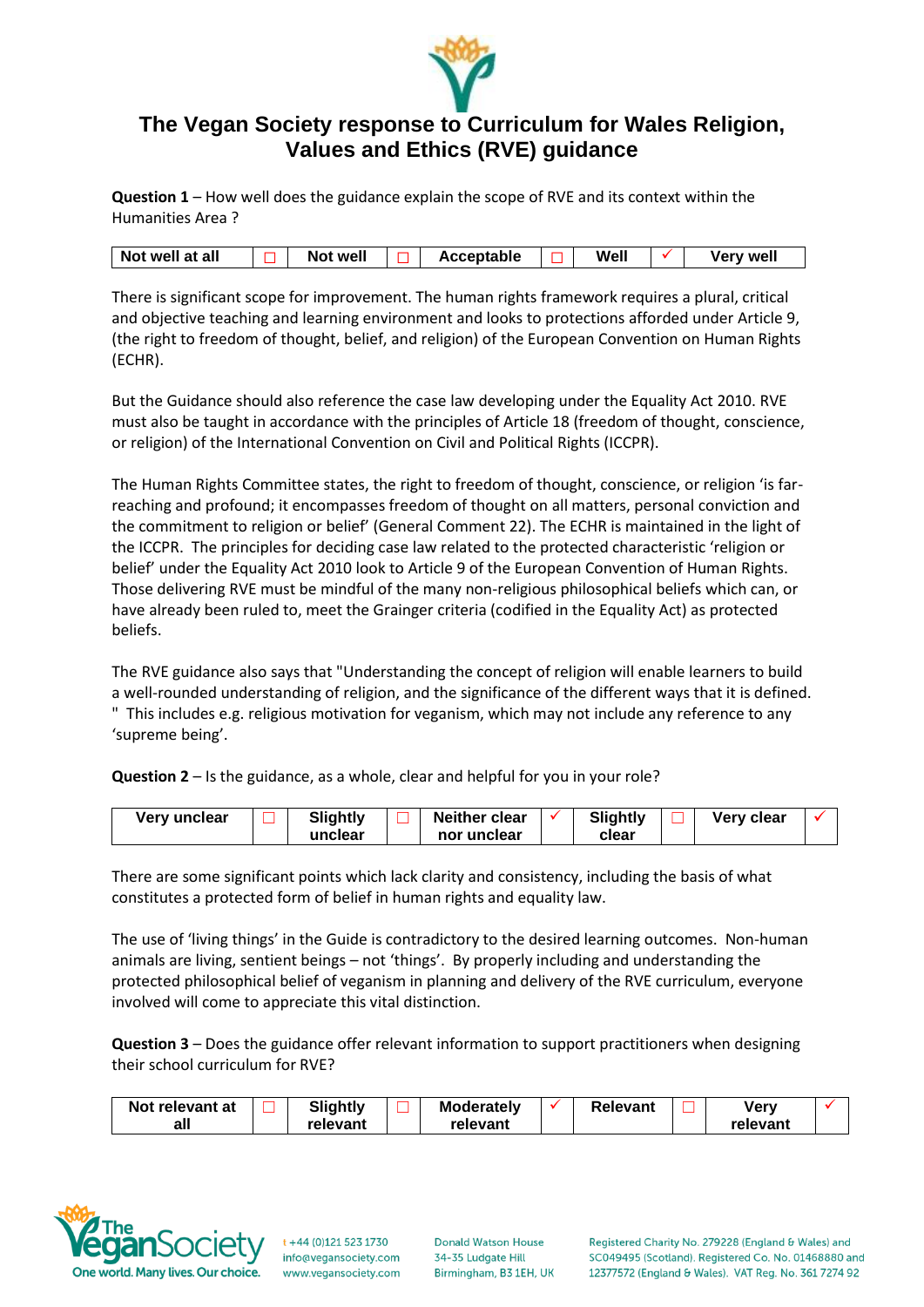# The Vegan Society response to Curriculum for Wales Religion, Values and Ethics (RVE) guidance

**Question 1** – How well does the guidance explain the scope of RVE and its context within the Humanities Area ?

| Not well at all | ☐ | Not well | ☐ | Acceptable | ☐ | Well | ✓ | Very well |
|---|---|---|---|---|---|---|---|---|

There is significant scope for improvement. The human rights framework requires a plural, critical and objective teaching and learning environment and looks to protections afforded under Article 9, (the right to freedom of thought, belief, and religion) of the European Convention on Human Rights (ECHR).

But the Guidance should also reference the case law developing under the Equality Act 2010. RVE must also be taught in accordance with the principles of Article 18 (freedom of thought, conscience, or religion) of the International Convention on Civil and Political Rights (ICCPR).

The Human Rights Committee states, the right to freedom of thought, conscience, or religion 'is far-reaching and profound; it encompasses freedom of thought on all matters, personal conviction and the commitment to religion or belief' (General Comment 22). The ECHR is maintained in the light of the ICCPR. The principles for deciding case law related to the protected characteristic 'religion or belief' under the Equality Act 2010 look to Article 9 of the European Convention of Human Rights. Those delivering RVE must be mindful of the many non-religious philosophical beliefs which can, or have already been ruled to, meet the Grainger criteria (codified in the Equality Act) as protected beliefs.

The RVE guidance also says that "Understanding the concept of religion will enable learners to build a well-rounded understanding of religion, and the significance of the different ways that it is defined. " This includes e.g. religious motivation for veganism, which may not include any reference to any 'supreme being'.

**Question 2** – Is the guidance, as a whole, clear and helpful for you in your role?

| Very unclear | ☐ | Slightly unclear | ☐ | Neither clear nor unclear | ✓ | Slightly clear | ☐ | Very clear | ✓ |
|---|---|---|---|---|---|---|---|---|---|

There are some significant points which lack clarity and consistency, including the basis of what constitutes a protected form of belief in human rights and equality law.

The use of 'living things' in the Guide is contradictory to the desired learning outcomes. Non-human animals are living, sentient beings – not 'things'. By properly including and understanding the protected philosophical belief of veganism in planning and delivery of the RVE curriculum, everyone involved will come to appreciate this vital distinction.

**Question 3** – Does the guidance offer relevant information to support practitioners when designing their school curriculum for RVE?

| Not relevant at all | ☐ | Slightly relevant | ☐ | Moderately relevant | ✓ | Relevant | ☐ | Very relevant | ✓ |
|---|---|---|---|---|---|---|---|---|---|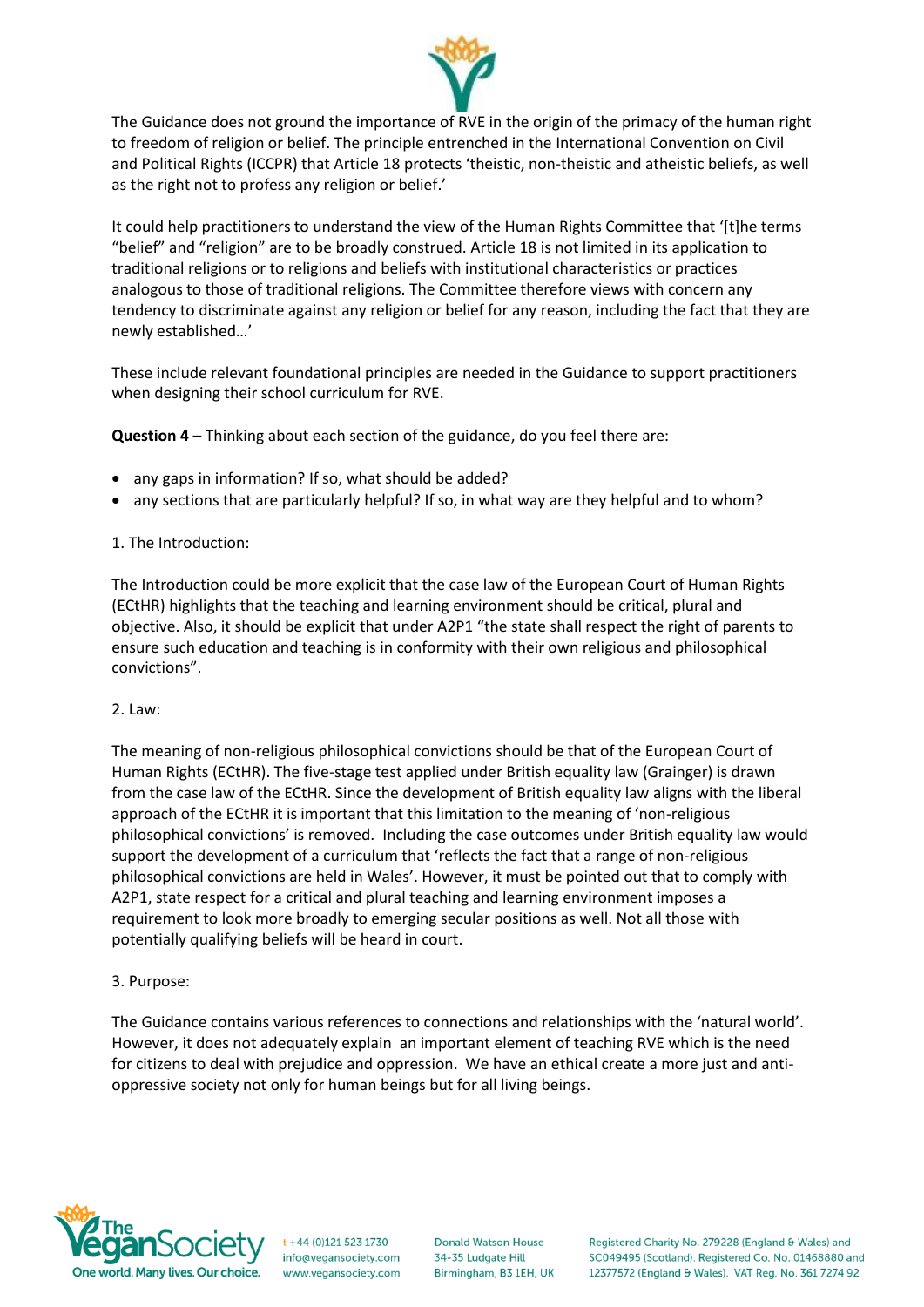The Guidance does not ground the importance of RVE in the origin of the primacy of the human right to freedom of religion or belief. The principle entrenched in the International Convention on Civil and Political Rights (ICCPR) that Article 18 protects 'theistic, non-theistic and atheistic beliefs, as well as the right not to profess any religion or belief.'

It could help practitioners to understand the view of the Human Rights Committee that '[t]he terms "belief" and "religion" are to be broadly construed. Article 18 is not limited in its application to traditional religions or to religions and beliefs with institutional characteristics or practices analogous to those of traditional religions. The Committee therefore views with concern any tendency to discriminate against any religion or belief for any reason, including the fact that they are newly established…'

These include relevant foundational principles are needed in the Guidance to support practitioners when designing their school curriculum for RVE.

**Question 4** – Thinking about each section of the guidance, do you feel there are:

- any gaps in information? If so, what should be added?
- any sections that are particularly helpful? If so, in what way are they helpful and to whom?

1. The Introduction:

The Introduction could be more explicit that the case law of the European Court of Human Rights (ECtHR) highlights that the teaching and learning environment should be critical, plural and objective. Also, it should be explicit that under A2P1 "the state shall respect the right of parents to ensure such education and teaching is in conformity with their own religious and philosophical convictions".

2. Law:

The meaning of non-religious philosophical convictions should be that of the European Court of Human Rights (ECtHR). The five-stage test applied under British equality law (Grainger) is drawn from the case law of the ECtHR. Since the development of British equality law aligns with the liberal approach of the ECtHR it is important that this limitation to the meaning of 'non-religious philosophical convictions' is removed. Including the case outcomes under British equality law would support the development of a curriculum that 'reflects the fact that a range of non-religious philosophical convictions are held in Wales'. However, it must be pointed out that to comply with A2P1, state respect for a critical and plural teaching and learning environment imposes a requirement to look more broadly to emerging secular positions as well. Not all those with potentially qualifying beliefs will be heard in court.

3. Purpose:

The Guidance contains various references to connections and relationships with the 'natural world'. However, it does not adequately explain an important element of teaching RVE which is the need for citizens to deal with prejudice and oppression. We have an ethical create a more just and anti-oppressive society not only for human beings but for all living beings.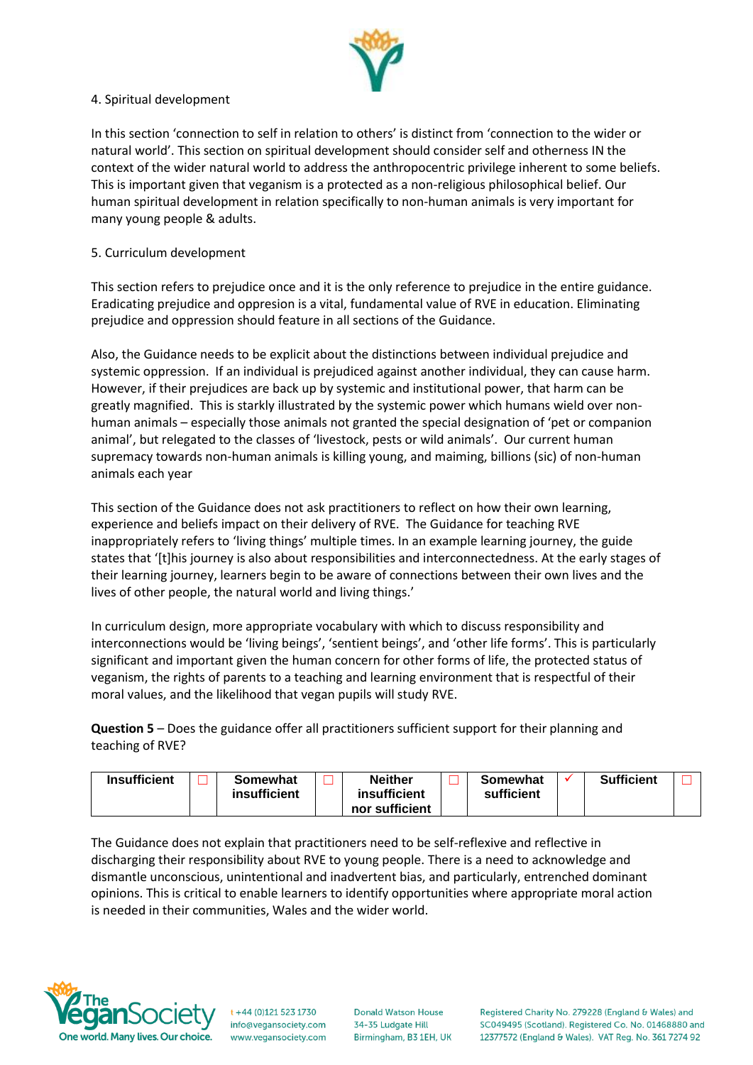4. Spiritual development

In this section 'connection to self in relation to others' is distinct from 'connection to the wider or natural world'. This section on spiritual development should consider self and otherness IN the context of the wider natural world to address the anthropocentric privilege inherent to some beliefs. This is important given that veganism is a protected as a non-religious philosophical belief. Our human spiritual development in relation specifically to non-human animals is very important for many young people & adults.

5. Curriculum development

This section refers to prejudice once and it is the only reference to prejudice in the entire guidance. Eradicating prejudice and oppresion is a vital, fundamental value of RVE in education. Eliminating prejudice and oppression should feature in all sections of the Guidance.

Also, the Guidance needs to be explicit about the distinctions between individual prejudice and systemic oppression. If an individual is prejudiced against another individual, they can cause harm. However, if their prejudices are back up by systemic and institutional power, that harm can be greatly magnified. This is starkly illustrated by the systemic power which humans wield over non-human animals – especially those animals not granted the special designation of 'pet or companion animal', but relegated to the classes of 'livestock, pests or wild animals'. Our current human supremacy towards non-human animals is killing young, and maiming, billions (sic) of non-human animals each year

This section of the Guidance does not ask practitioners to reflect on how their own learning, experience and beliefs impact on their delivery of RVE. The Guidance for teaching RVE inappropriately refers to 'living things' multiple times. In an example learning journey, the guide states that '[t]his journey is also about responsibilities and interconnectedness. At the early stages of their learning journey, learners begin to be aware of connections between their own lives and the lives of other people, the natural world and living things.'

In curriculum design, more appropriate vocabulary with which to discuss responsibility and interconnections would be 'living beings', 'sentient beings', and 'other life forms'. This is particularly significant and important given the human concern for other forms of life, the protected status of veganism, the rights of parents to a teaching and learning environment that is respectful of their moral values, and the likelihood that vegan pupils will study RVE.

**Question 5** – Does the guidance offer all practitioners sufficient support for their planning and teaching of RVE?

| Insufficient | ☐ | Somewhat insufficient | ☐ | Neither insufficient nor sufficient | ☐ | Somewhat sufficient | ✓ | Sufficient | ☐ |
|---|---|---|---|---|---|---|---|---|---|

The Guidance does not explain that practitioners need to be self-reflexive and reflective in discharging their responsibility about RVE to young people. There is a need to acknowledge and dismantle unconscious, unintentional and inadvertent bias, and particularly, entrenched dominant opinions. This is critical to enable learners to identify opportunities where appropriate moral action is needed in their communities, Wales and the wider world.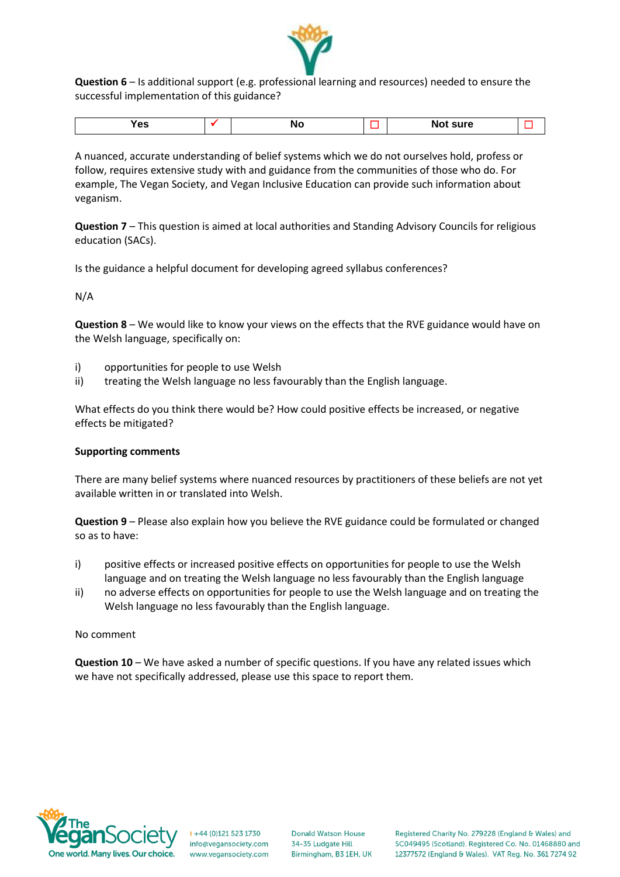**Question 6** – Is additional support (e.g. professional learning and resources) needed to ensure the successful implementation of this guidance?

| Yes | ✓ | No | ☐ | Not sure | ☐ |
|---|---|---|---|---|---|

A nuanced, accurate understanding of belief systems which we do not ourselves hold, profess or follow, requires extensive study with and guidance from the communities of those who do. For example, The Vegan Society, and Vegan Inclusive Education can provide such information about veganism.

**Question 7** – This question is aimed at local authorities and Standing Advisory Councils for religious education (SACs).

Is the guidance a helpful document for developing agreed syllabus conferences?

N/A

**Question 8** – We would like to know your views on the effects that the RVE guidance would have on the Welsh language, specifically on:

i) opportunities for people to use Welsh
ii) treating the Welsh language no less favourably than the English language.

What effects do you think there would be? How could positive effects be increased, or negative effects be mitigated?

**Supporting comments**

There are many belief systems where nuanced resources by practitioners of these beliefs are not yet available written in or translated into Welsh.

**Question 9** – Please also explain how you believe the RVE guidance could be formulated or changed so as to have:

i) positive effects or increased positive effects on opportunities for people to use the Welsh language and on treating the Welsh language no less favourably than the English language
ii) no adverse effects on opportunities for people to use the Welsh language and on treating the Welsh language no less favourably than the English language.

No comment

**Question 10** – We have asked a number of specific questions. If you have any related issues which we have not specifically addressed, please use this space to report them.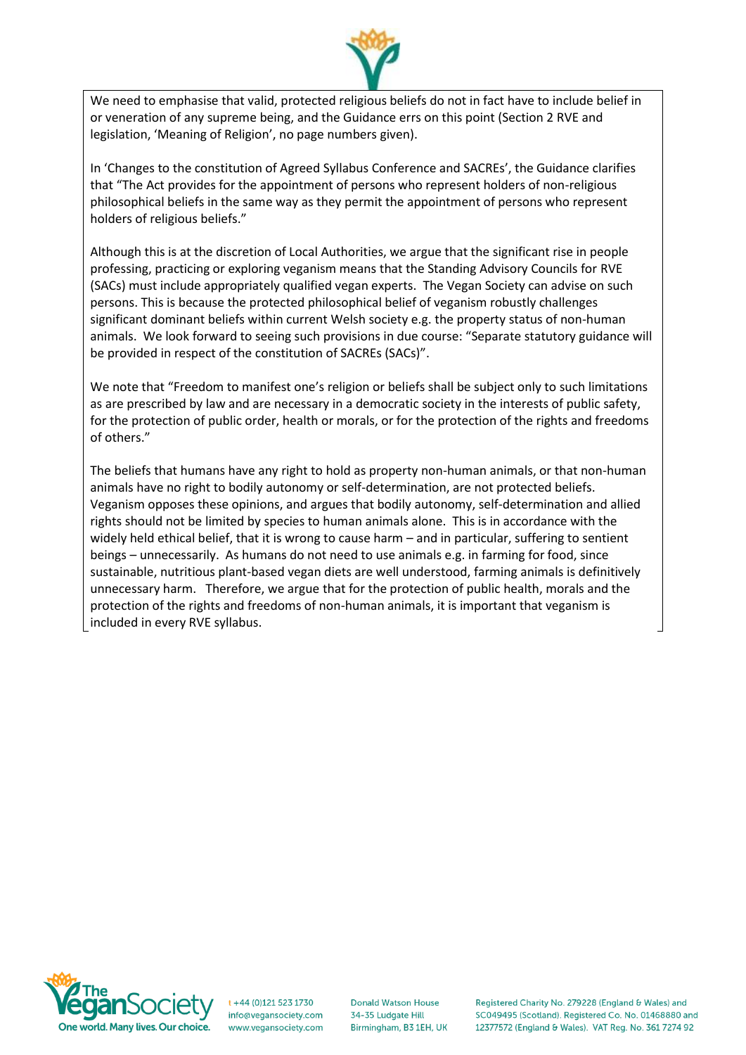We need to emphasise that valid, protected religious beliefs do not in fact have to include belief in or veneration of any supreme being, and the Guidance errs on this point (Section 2 RVE and legislation, 'Meaning of Religion', no page numbers given).

In 'Changes to the constitution of Agreed Syllabus Conference and SACREs', the Guidance clarifies that "The Act provides for the appointment of persons who represent holders of non-religious philosophical beliefs in the same way as they permit the appointment of persons who represent holders of religious beliefs."

Although this is at the discretion of Local Authorities, we argue that the significant rise in people professing, practicing or exploring veganism means that the Standing Advisory Councils for RVE (SACs) must include appropriately qualified vegan experts. The Vegan Society can advise on such persons. This is because the protected philosophical belief of veganism robustly challenges significant dominant beliefs within current Welsh society e.g. the property status of non-human animals. We look forward to seeing such provisions in due course: "Separate statutory guidance will be provided in respect of the constitution of SACREs (SACs)".

We note that "Freedom to manifest one's religion or beliefs shall be subject only to such limitations as are prescribed by law and are necessary in a democratic society in the interests of public safety, for the protection of public order, health or morals, or for the protection of the rights and freedoms of others."

The beliefs that humans have any right to hold as property non-human animals, or that non-human animals have no right to bodily autonomy or self-determination, are not protected beliefs. Veganism opposes these opinions, and argues that bodily autonomy, self-determination and allied rights should not be limited by species to human animals alone. This is in accordance with the widely held ethical belief, that it is wrong to cause harm – and in particular, suffering to sentient beings – unnecessarily. As humans do not need to use animals e.g. in farming for food, since sustainable, nutritious plant-based vegan diets are well understood, farming animals is definitively unnecessary harm. Therefore, we argue that for the protection of public health, morals and the protection of the rights and freedoms of non-human animals, it is important that veganism is included in every RVE syllabus.